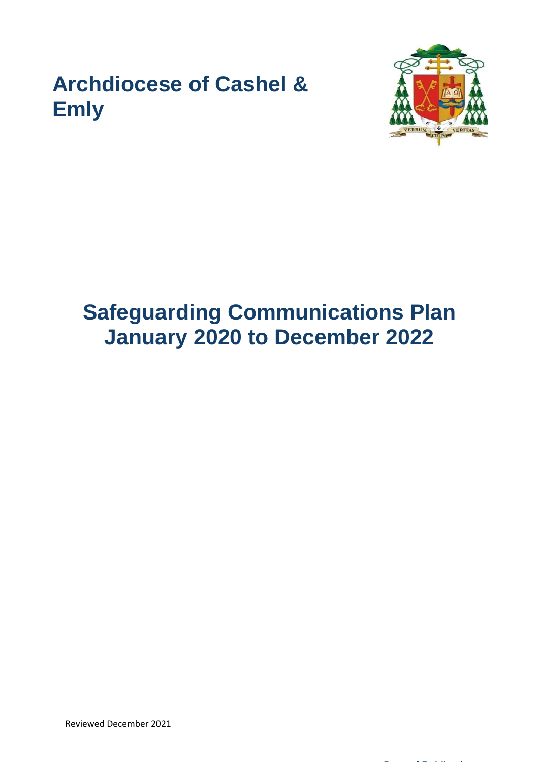# Archdiocese of Cashel & Emly

# Safeguarding Communications Plan January 2020 to December 2022

Reviewed December 2021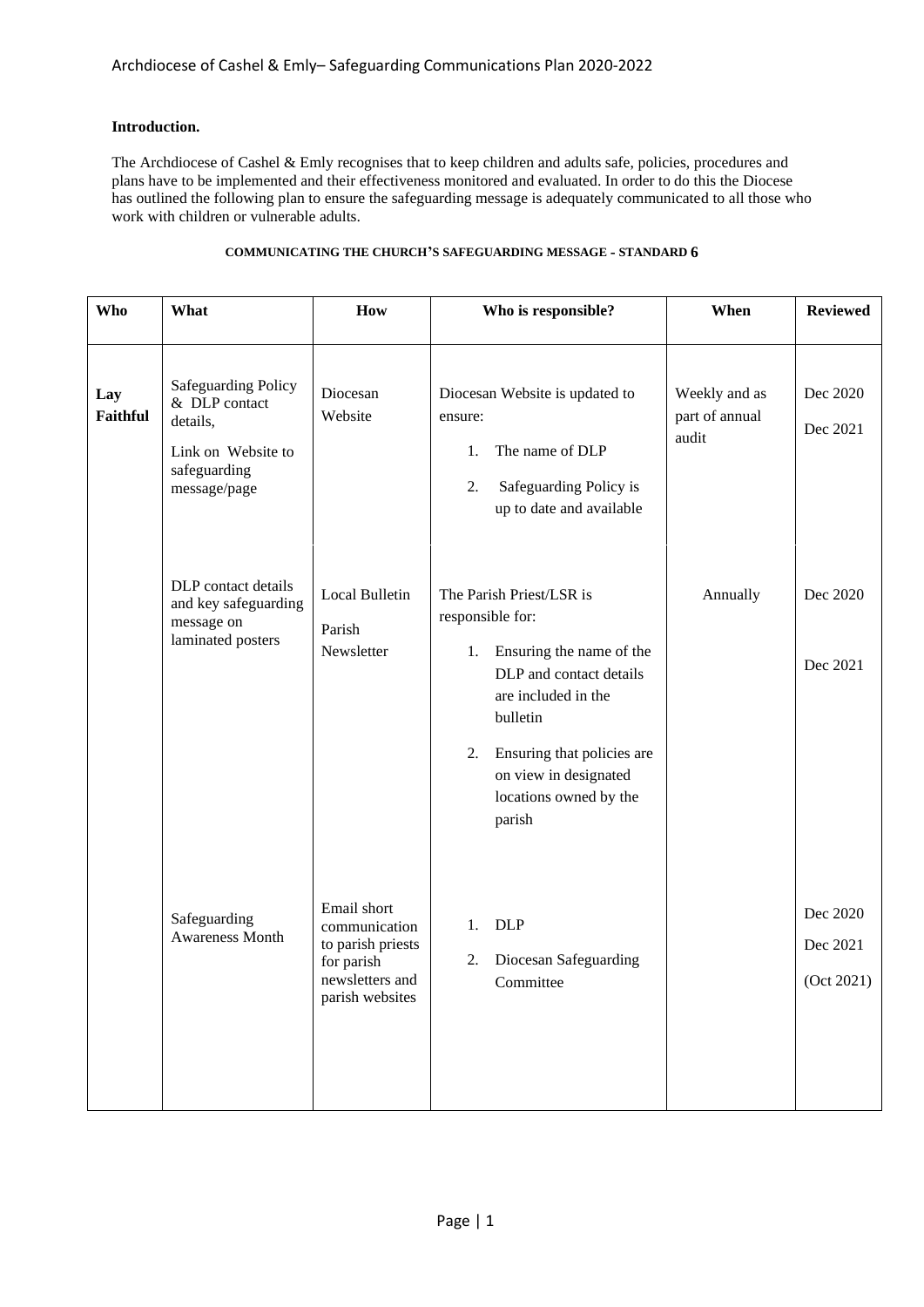**Introduction.**

The Archdiocese of Cashel & Emly recognises that to keep children and adults safe, policies, procedures and plans have to be implemented and their effectiveness monitored and evaluated. In order to do this the Diocese has outlined the following plan to ensure the safeguarding message is adequately communicated to all those who work with children or vulnerable adults.

**COMMUNICATING THE CHURCH'S SAFEGUARDING MESSAGE - STANDARD 6**

| Who | What | How | Who is responsible? | When | Reviewed |
|---|---|---|---|---|---|
| **Lay Faithful** | Safeguarding Policy & DLP contact details,<br>Link on Website to safeguarding message/page | Diocesan Website | Diocesan Website is updated to ensure:<br>1. The name of DLP<br>2. Safeguarding Policy is up to date and available | Weekly and as part of annual audit | Dec 2020<br>Dec 2021 |
| | DLP contact details and key safeguarding message on laminated posters | Local Bulletin<br>Parish Newsletter | The Parish Priest/LSR is responsible for:<br>1. Ensuring the name of the DLP and contact details are included in the bulletin<br>2. Ensuring that policies are on view in designated locations owned by the parish | Annually | Dec 2020<br>Dec 2021 |
| | Safeguarding Awareness Month | Email short communication to parish priests for parish newsletters and parish websites | 1. DLP<br>2. Diocesan Safeguarding Committee | | Dec 2020<br>Dec 2021<br>(Oct 2021) |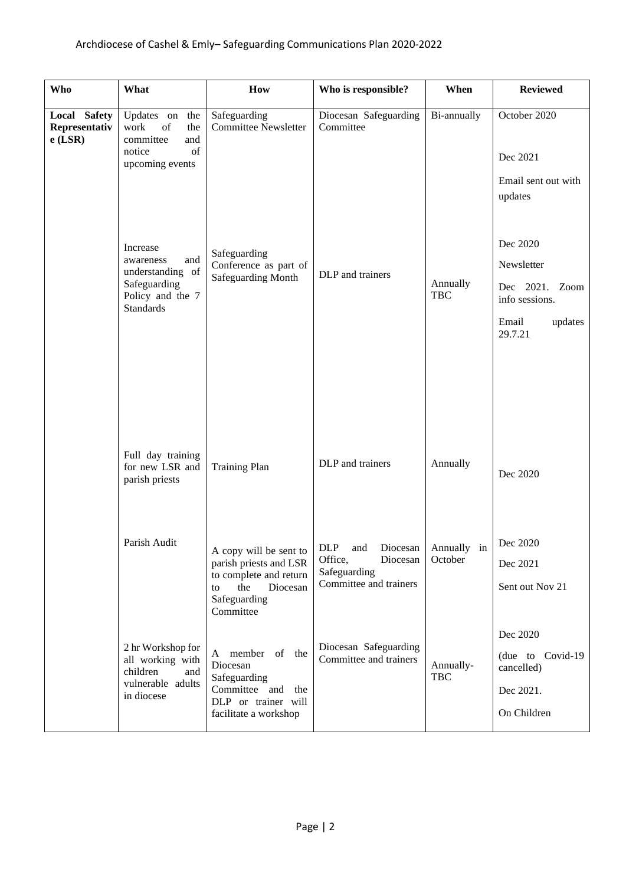Archdiocese of Cashel & Emly– Safeguarding Communications Plan 2020-2022

| Who | What | How | Who is responsible? | When | Reviewed |
|---|---|---|---|---|---|
| **Local Safety Representative (LSR)** | Updates on the work of the committee and notice of upcoming events | Safeguarding Committee Newsletter | Diocesan Safeguarding Committee | Bi-annually | October 2020<br><br>Dec 2021<br><br>Email sent out with updates |
| | Increase awareness and understanding of Safeguarding Policy and the 7 Standards | Safeguarding Conference as part of Safeguarding Month | DLP and trainers | Annually TBC | Dec 2020<br><br>Newsletter<br><br>Dec 2021. Zoom info sessions.<br><br>Email updates 29.7.21 |
| | Full day training for new LSR and parish priests | Training Plan | DLP and trainers | Annually | Dec 2020 |
| | Parish Audit | A copy will be sent to parish priests and LSR to complete and return to the Diocesan Safeguarding Committee | DLP and Diocesan Office, Diocesan Safeguarding Committee and trainers | Annually in October | Dec 2020<br><br>Dec 2021<br><br>Sent out Nov 21 |
| | 2 hr Workshop for all working with children and vulnerable adults in diocese | A member of the Diocesan Safeguarding Committee and the DLP or trainer will facilitate a workshop | Diocesan Safeguarding Committee and trainers | Annually-TBC | Dec 2020<br><br>(due to Covid-19 cancelled)<br><br>Dec 2021.<br><br>On Children |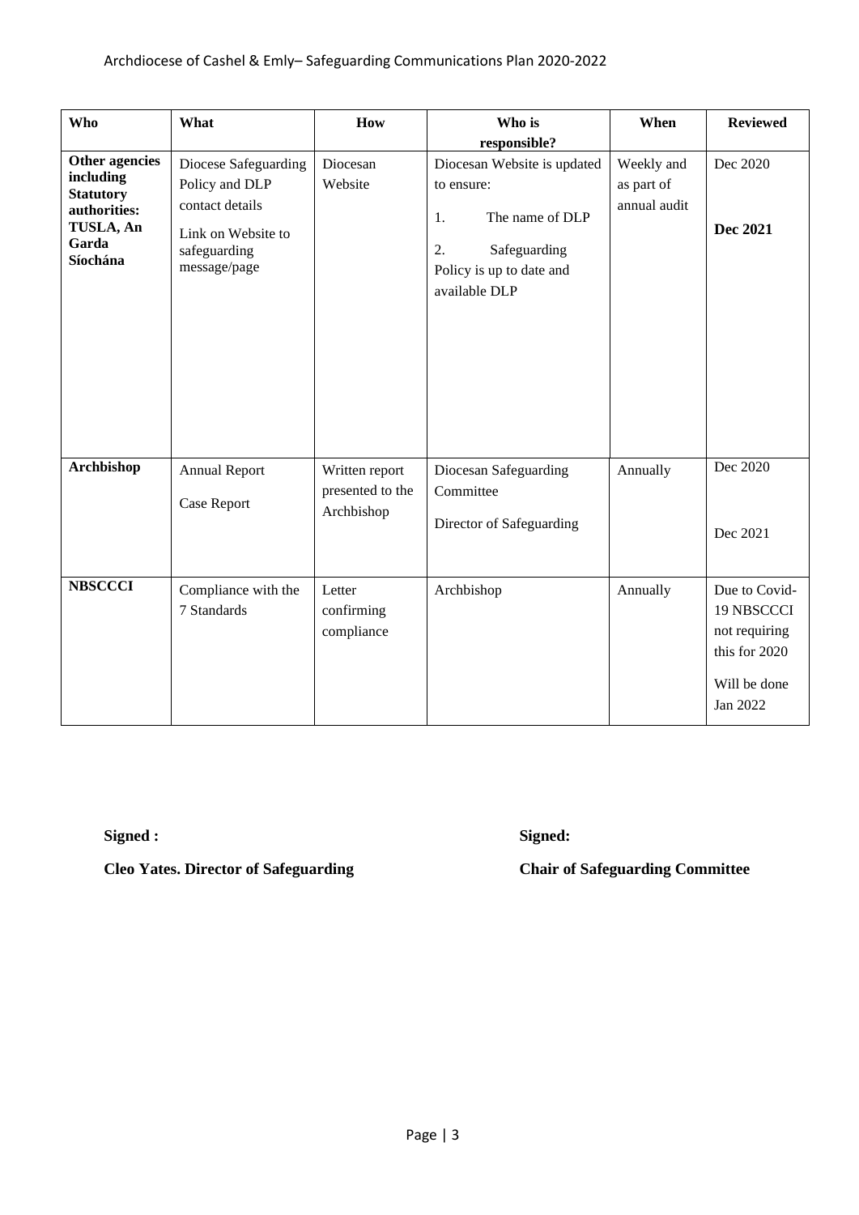| Who | What | How | Who is responsible? | When | Reviewed |
|---|---|---|---|---|---|
| **Other agencies including Statutory authorities: TUSLA, An Garda Síochána** | Diocese Safeguarding Policy and DLP contact details<br>Link on Website to safeguarding message/page | Diocesan Website | Diocesan Website is updated to ensure:<br>1. The name of DLP<br>2. Safeguarding Policy is up to date and available DLP | Weekly and as part of annual audit | Dec 2020<br>**Dec 2021** |
| **Archbishop** | Annual Report<br>Case Report | Written report presented to the Archbishop | Diocesan Safeguarding Committee<br>Director of Safeguarding | Annually | Dec 2020<br>Dec 2021 |
| **NBSCCCI** | Compliance with the 7 Standards | Letter confirming compliance | Archbishop | Annually | Due to Covid-19 NBSCCCI not requiring this for 2020<br>Will be done Jan 2022 |

**Signed :**

**Cleo Yates. Director of Safeguarding**

**Signed:**

**Chair of Safeguarding Committee**